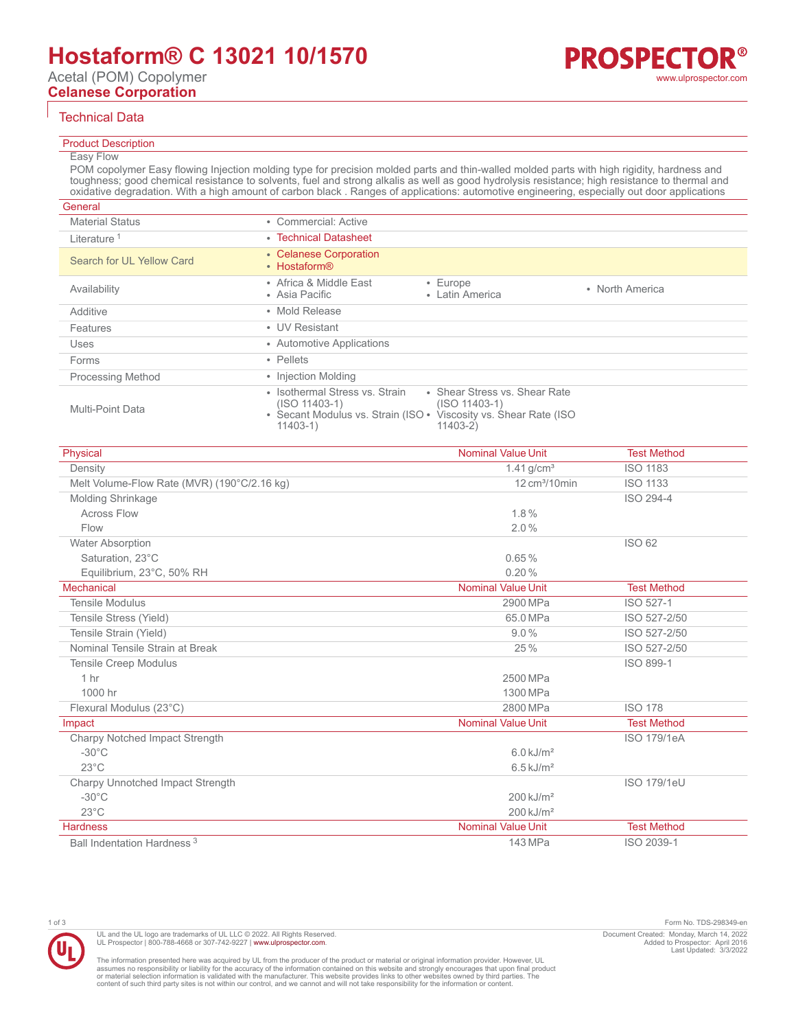# Hostaform® C 13021 10/1570

Acetal (POM) Copolymer
**Celanese Corporation**

## Technical Data

### Product Description

Easy Flow

POM copolymer Easy flowing Injection molding type for precision molded parts and thin-walled molded parts with high rigidity, hardness and toughness; good chemical resistance to solvents, fuel and strong alkalis as well as good hydrolysis resistance; high resistance to thermal and oxidative degradation. With a high amount of carbon black . Ranges of applications: automotive engineering, especially out door applications

### General

| | |
|---|---|
| Material Status | • Commercial: Active |
| Literature [1] | • Technical Datasheet |
| Search for UL Yellow Card | • Celanese Corporation<br>• Hostaform® |
| Availability | • Africa & Middle East<br>• Asia Pacific<br>• Europe<br>• Latin America<br>• North America |
| Additive | • Mold Release |
| Features | • UV Resistant |
| Uses | • Automotive Applications |
| Forms | • Pellets |
| Processing Method | • Injection Molding |
| Multi-Point Data | • Isothermal Stress vs. Strain (ISO 11403-1)<br>• Secant Modulus vs. Strain (ISO 11403-1)<br>• Shear Stress vs. Shear Rate (ISO 11403-1)<br>• Viscosity vs. Shear Rate (ISO 11403-2) |

| Physical | Nominal Value Unit | Test Method |
|---|---|---|
| Density | 1.41 g/cm³ | ISO 1183 |
| Melt Volume-Flow Rate (MVR) (190°C/2.16 kg) | 12 cm³/10min | ISO 1133 |
| Molding Shrinkage | | ISO 294-4 |
| Across Flow | 1.8 % | |
| Flow | 2.0 % | |
| Water Absorption | | ISO 62 |
| Saturation, 23°C | 0.65 % | |
| Equilibrium, 23°C, 50% RH | 0.20 % | |

| Mechanical | Nominal Value Unit | Test Method |
|---|---|---|
| Tensile Modulus | 2900 MPa | ISO 527-1 |
| Tensile Stress (Yield) | 65.0 MPa | ISO 527-2/50 |
| Tensile Strain (Yield) | 9.0 % | ISO 527-2/50 |
| Nominal Tensile Strain at Break | 25 % | ISO 527-2/50 |
| Tensile Creep Modulus | | ISO 899-1 |
| 1 hr | 2500 MPa | |
| 1000 hr | 1300 MPa | |
| Flexural Modulus (23°C) | 2800 MPa | ISO 178 |

| Impact | Nominal Value Unit | Test Method |
|---|---|---|
| Charpy Notched Impact Strength | | ISO 179/1eA |
| -30°C | 6.0 kJ/m² | |
| 23°C | 6.5 kJ/m² | |
| Charpy Unnotched Impact Strength | | ISO 179/1eU |
| -30°C | 200 kJ/m² | |
| 23°C | 200 kJ/m² | |

| Hardness | Nominal Value Unit | Test Method |
|---|---|---|
| Ball Indentation Hardness [3] | 143 MPa | ISO 2039-1 |

UL and the UL logo are trademarks of UL LLC © 2022. All Rights Reserved.
UL Prospector | 800-788-4668 or 307-742-9227 | www.ulprospector.com.

The information presented here was acquired by UL from the producer of the product or material or original information provider. However, UL assumes no responsibility or liability for the accuracy of the information contained on this website and strongly encourages that upon final product or material selection information is validated with the manufacturer. This website provides links to other websites owned by third parties. The content of such third party sites is not within our control, and we cannot and will not take responsibility for the information or content.

Form No. TDS-298349-en
Document Created: Monday, March 14, 2022
Added to Prospector: April 2016
Last Updated: 3/3/2022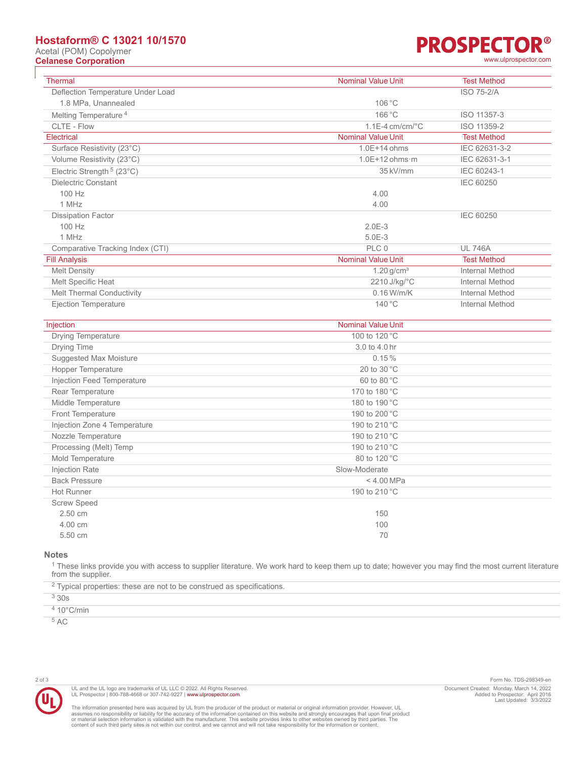# Hostaform® C 13021 10/1570

Acetal (POM) Copolymer

**Celanese Corporation**

| Thermal | Nominal Value Unit | Test Method |
| --- | --- | --- |
| Deflection Temperature Under Load | | ISO 75-2/A |
| 1.8 MPa, Unannealed | 106 °C | |
| Melting Temperature [4] | 166 °C | ISO 11357-3 |
| CLTE - Flow | 1.1E-4 cm/cm/°C | ISO 11359-2 |

| Electrical | Nominal Value Unit | Test Method |
| --- | --- | --- |
| Surface Resistivity (23°C) | 1.0E+14 ohms | IEC 62631-3-2 |
| Volume Resistivity (23°C) | 1.0E+12 ohms·m | IEC 62631-3-1 |
| Electric Strength [5] (23°C) | 35 kV/mm | IEC 60243-1 |
| Dielectric Constant | | IEC 60250 |
| 100 Hz | 4.00 | |
| 1 MHz | 4.00 | |
| Dissipation Factor | | IEC 60250 |
| 100 Hz | 2.0E-3 | |
| 1 MHz | 5.0E-3 | |
| Comparative Tracking Index (CTI) | PLC 0 | UL 746A |

| Fill Analysis | Nominal Value Unit | Test Method |
| --- | --- | --- |
| Melt Density | 1.20 g/cm³ | Internal Method |
| Melt Specific Heat | 2210 J/kg/°C | Internal Method |
| Melt Thermal Conductivity | 0.16 W/m/K | Internal Method |
| Ejection Temperature | 140 °C | Internal Method |

| Injection | Nominal Value Unit |
| --- | --- |
| Drying Temperature | 100 to 120 °C |
| Drying Time | 3.0 to 4.0 hr |
| Suggested Max Moisture | 0.15 % |
| Hopper Temperature | 20 to 30 °C |
| Injection Feed Temperature | 60 to 80 °C |
| Rear Temperature | 170 to 180 °C |
| Middle Temperature | 180 to 190 °C |
| Front Temperature | 190 to 200 °C |
| Injection Zone 4 Temperature | 190 to 210 °C |
| Nozzle Temperature | 190 to 210 °C |
| Processing (Melt) Temp | 190 to 210 °C |
| Mold Temperature | 80 to 120 °C |
| Injection Rate | Slow-Moderate |
| Back Pressure | < 4.00 MPa |
| Hot Runner | 190 to 210 °C |
| Screw Speed | |
| 2.50 cm | 150 |
| 4.00 cm | 100 |
| 5.50 cm | 70 |

## Notes

[1] These links provide you with access to supplier literature. We work hard to keep them up to date; however you may find the most current literature from the supplier.

[2] Typical properties: these are not to be construed as specifications.

[3] 30s

[4] 10°C/min

[5] AC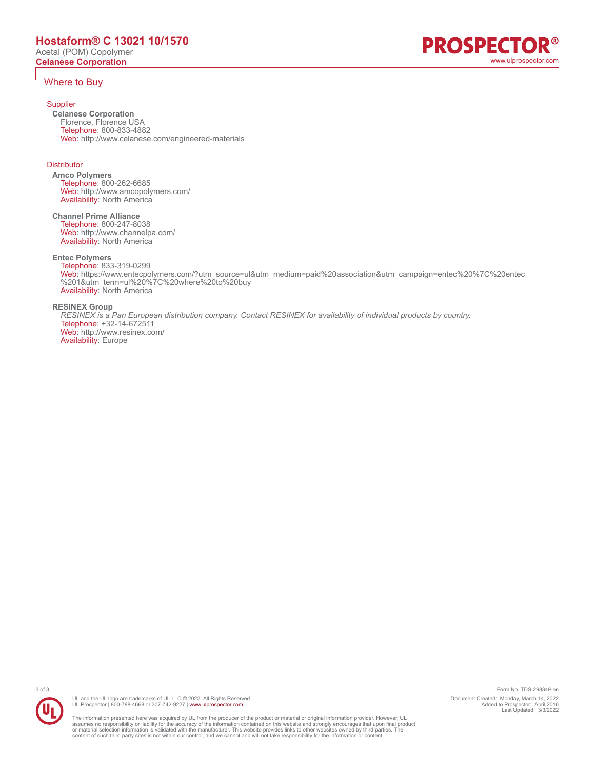## Where to Buy

### Supplier

**Celanese Corporation**
Florence, Florence USA
Telephone: 800-833-4882
Web: http://www.celanese.com/engineered-materials

### Distributor

**Amco Polymers**
Telephone: 800-262-6685
Web: http://www.amcopolymers.com/
Availability: North America

**Channel Prime Alliance**
Telephone: 800-247-8038
Web: http://www.channelpa.com/
Availability: North America

**Entec Polymers**
Telephone: 833-319-0299
Web: https://www.entecpolymers.com/?utm_source=ul&utm_medium=paid%20association&utm_campaign=entec%20%7C%20entec%201&utm_term=ul%20%7C%20where%20to%20buy
Availability: North America

**RESINEX Group**
*RESINEX is a Pan European distribution company. Contact RESINEX for availability of individual products by country.*
Telephone: +32-14-672511
Web: http://www.resinex.com/
Availability: Europe